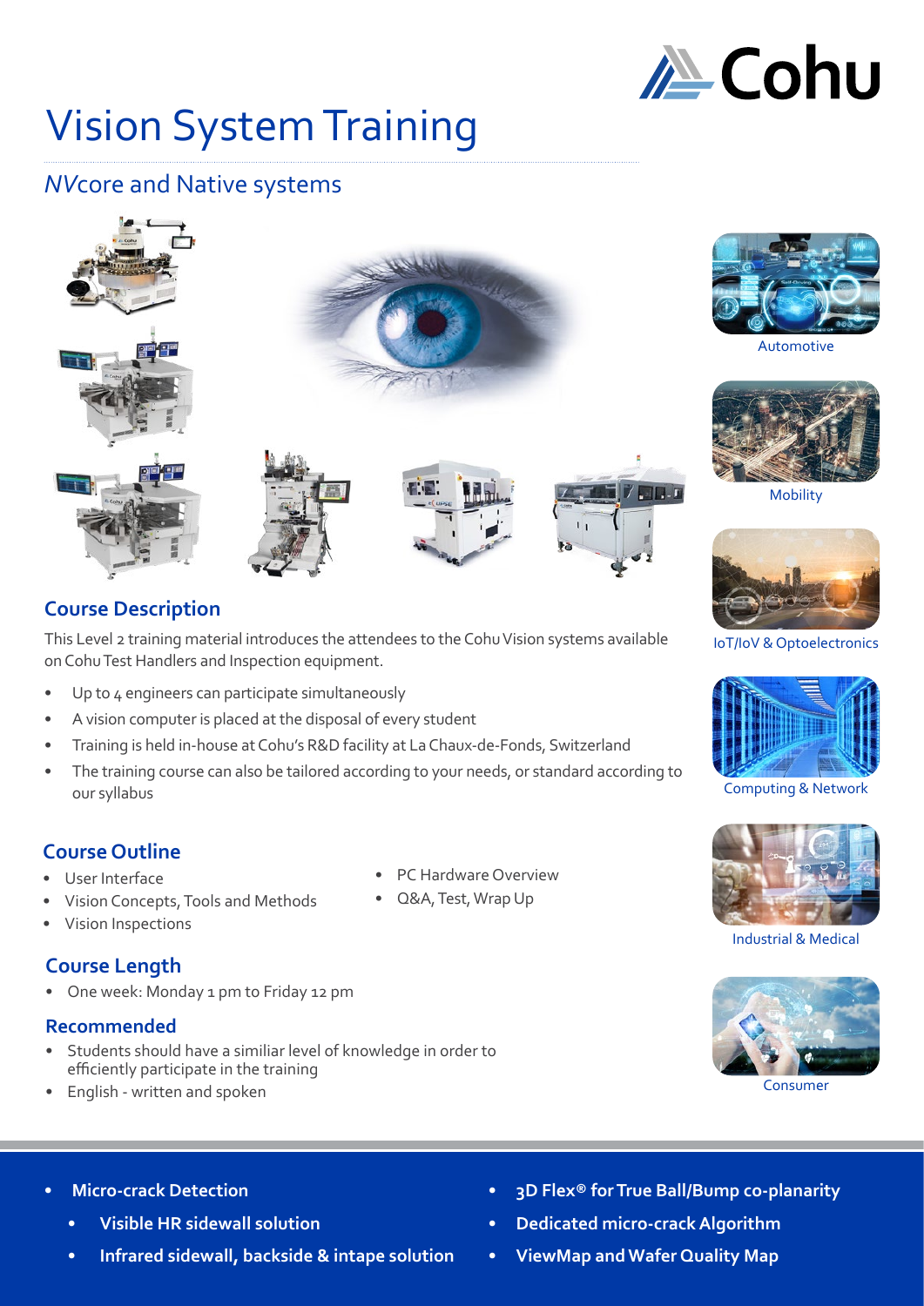# Vision System Training

## *NV*core and Native systems

Automotive

Mobility

IoT/IoV & Optoelectronics

Computing & Network

Industrial & Medical

Consumer

## Course Description

This Level 2 training material introduces the attendees to the Cohu Vision systems available on Cohu Test Handlers and Inspection equipment.

- Up to 4 engineers can participate simultaneously
- A vision computer is placed at the disposal of every student
- Training is held in-house at Cohu's R&D facility at La Chaux-de-Fonds, Switzerland
- The training course can also be tailored according to your needs, or standard according to our syllabus

## Course Outline

- User Interface
- Vision Concepts, Tools and Methods
- Vision Inspections
- PC Hardware Overview
- Q&A, Test, Wrap Up

## Course Length

- One week: Monday 1 pm to Friday 12 pm

## Recommended

- Students should have a similiar level of knowledge in order to efficiently participate in the training
- English - written and spoken

---

- **Micro-crack Detection**
  - **Visible HR sidewall solution**
  - **Infrared sidewall, backside & intape solution**
- **3D Flex® for True Ball/Bump co-planarity**
- **Dedicated micro-crack Algorithm**
- **ViewMap and Wafer Quality Map**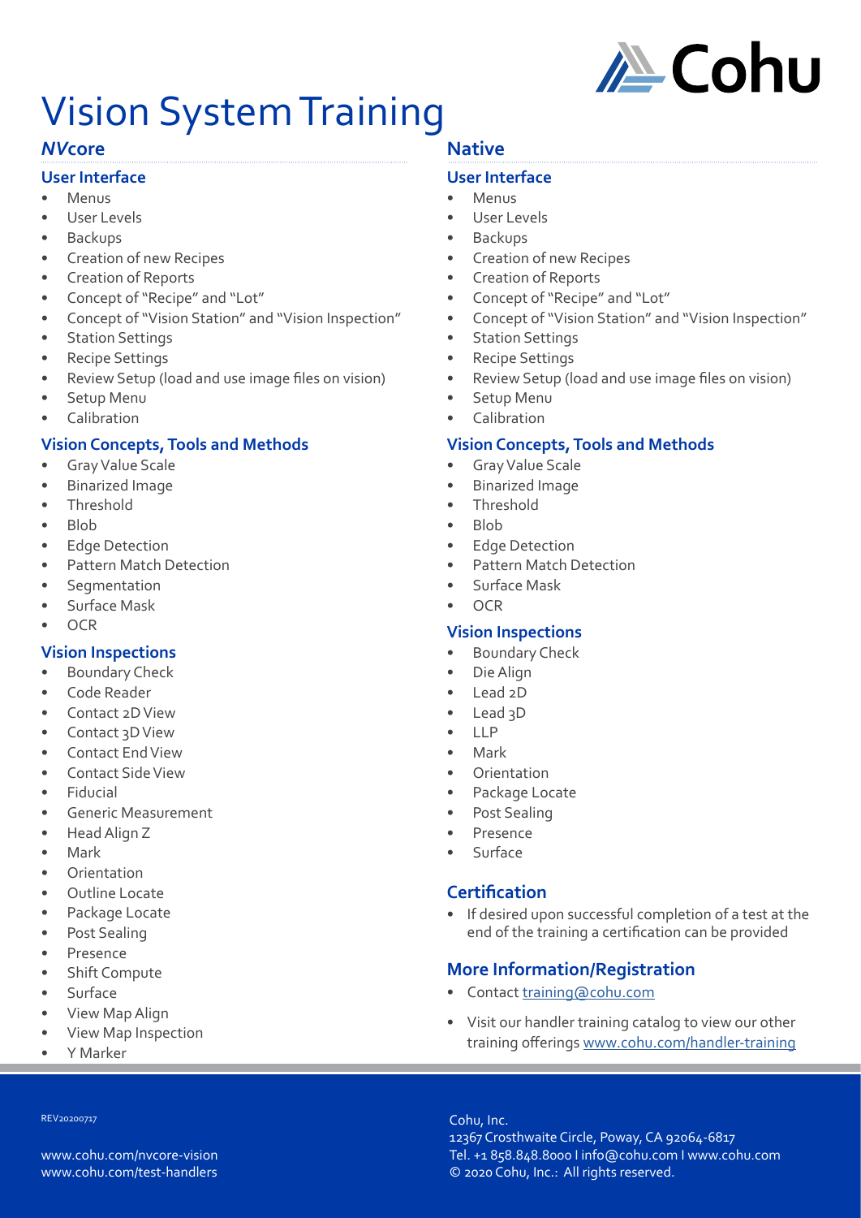# Vision System Training

## *NV*core

### User Interface

- Menus
- User Levels
- Backups
- Creation of new Recipes
- Creation of Reports
- Concept of "Recipe" and "Lot"
- Concept of "Vision Station" and "Vision Inspection"
- Station Settings
- Recipe Settings
- Review Setup (load and use image files on vision)
- Setup Menu
- Calibration

### Vision Concepts, Tools and Methods

- Gray Value Scale
- Binarized Image
- Threshold
- Blob
- Edge Detection
- Pattern Match Detection
- Segmentation
- Surface Mask
- OCR

### Vision Inspections

- Boundary Check
- Code Reader
- Contact 2D View
- Contact 3D View
- Contact End View
- Contact Side View
- Fiducial
- Generic Measurement
- Head Align Z
- Mark
- Orientation
- Outline Locate
- Package Locate
- Post Sealing
- Presence
- Shift Compute
- Surface
- View Map Align
- View Map Inspection
- Y Marker

## Native

### User Interface

- Menus
- User Levels
- Backups
- Creation of new Recipes
- Creation of Reports
- Concept of "Recipe" and "Lot"
- Concept of "Vision Station" and "Vision Inspection"
- Station Settings
- Recipe Settings
- Review Setup (load and use image files on vision)
- Setup Menu
- Calibration

### Vision Concepts, Tools and Methods

- Gray Value Scale
- Binarized Image
- Threshold
- Blob
- Edge Detection
- Pattern Match Detection
- Surface Mask
- OCR

### Vision Inspections

- Boundary Check
- Die Align
- Lead 2D
- Lead 3D
- LLP
- Mark
- Orientation
- Package Locate
- Post Sealing
- Presence
- Surface

### Certification

- If desired upon successful completion of a test at the end of the training a certification can be provided

### More Information/Registration

- Contact training@cohu.com
- Visit our handler training catalog to view our other training offerings www.cohu.com/handler-training

REV20200717

www.cohu.com/nvcore-vision
www.cohu.com/test-handlers

Cohu, Inc.
12367 Crosthwaite Circle, Poway, CA 92064-6817
Tel. +1 858.848.8000 I info@cohu.com I www.cohu.com
© 2020 Cohu, Inc.: All rights reserved.